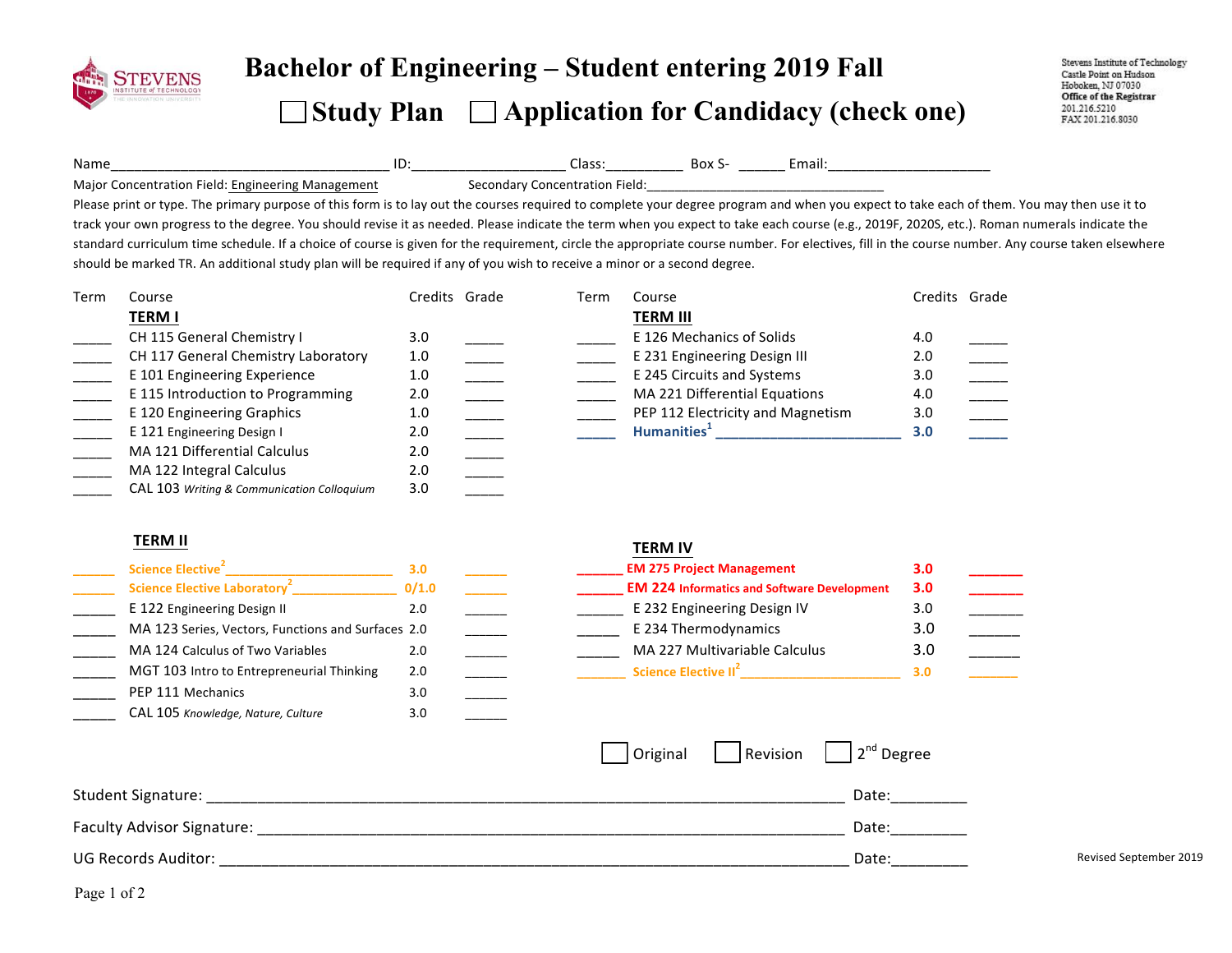# Bachelor of Engineering – Student entering 2019 Fall

☐ Study Plan ☐ Application for Candidacy (check one)

Stevens Institute of Technology
Castle Point on Hudson
Hoboken, NJ 07030
Office of the Registrar
201.216.5210
FAX 201.216.8030

Name_____________________________________ ID:____________________ Class:__________ Box S- ______ Email:_____________________

Major Concentration Field: Engineering Management Secondary Concentration Field:_________________________________

Please print or type. The primary purpose of this form is to lay out the courses required to complete your degree program and when you expect to take each of them. You may then use it to track your own progress to the degree. You should revise it as needed. Please indicate the term when you expect to take each course (e.g., 2019F, 2020S, etc.). Roman numerals indicate the standard curriculum time schedule. If a choice of course is given for the requirement, circle the appropriate course number. For electives, fill in the course number. Any course taken elsewhere should be marked TR. An additional study plan will be required if any of you wish to receive a minor or a second degree.

| Term | Course | Credits | Grade |
|---|---|---|---|
| | **TERM I** | | |
| _____ | CH 115 General Chemistry I | 3.0 | _____ |
| _____ | CH 117 General Chemistry Laboratory | 1.0 | _____ |
| _____ | E 101 Engineering Experience | 1.0 | _____ |
| _____ | E 115 Introduction to Programming | 2.0 | _____ |
| _____ | E 120 Engineering Graphics | 1.0 | _____ |
| _____ | E 121 Engineering Design I | 2.0 | _____ |
| _____ | MA 121 Differential Calculus | 2.0 | _____ |
| _____ | MA 122 Integral Calculus | 2.0 | _____ |
| _____ | CAL 103 *Writing & Communication Colloquium* | 3.0 | _____ |
| | **TERM II** | | |
| _____ | Science Elective[2] ________________________ | 3.0 | _____ |
| _____ | Science Elective Laboratory[2] _______________ | 0/1.0 | _____ |
| _____ | E 122 Engineering Design II | 2.0 | _____ |
| _____ | MA 123 Series, Vectors, Functions and Surfaces | 2.0 | _____ |
| _____ | MA 124 Calculus of Two Variables | 2.0 | _____ |
| _____ | MGT 103 Intro to Entrepreneurial Thinking | 2.0 | _____ |
| _____ | PEP 111 Mechanics | 3.0 | _____ |
| _____ | CAL 105 *Knowledge, Nature, Culture* | 3.0 | _____ |
| | **TERM III** | | |
| _____ | E 126 Mechanics of Solids | 4.0 | _____ |
| _____ | E 231 Engineering Design III | 2.0 | _____ |
| _____ | E 245 Circuits and Systems | 3.0 | _____ |
| _____ | MA 221 Differential Equations | 4.0 | _____ |
| _____ | PEP 112 Electricity and Magnetism | 3.0 | _____ |
| _____ | Humanities[1] _________________________ | 3.0 | _____ |
| | **TERM IV** | | |
| _____ | EM 275 Project Management | 3.0 | _____ |
| _____ | EM 224 Informatics and Software Development | 3.0 | _____ |
| _____ | E 232 Engineering Design IV | 3.0 | _____ |
| _____ | E 234 Thermodynamics | 3.0 | _____ |
| _____ | MA 227 Multivariable Calculus | 3.0 | _____ |
| _____ | Science Elective II[2] ______________________ | 3.0 | _____ |

☐ Original ☐ Revision ☐ 2nd Degree

Student Signature: ___________________________________________________________________________ Date:_________

Faculty Advisor Signature: ____________________________________________________________________ Date:_________

UG Records Auditor: _________________________________________________________________________ Date:_________

Revised September 2019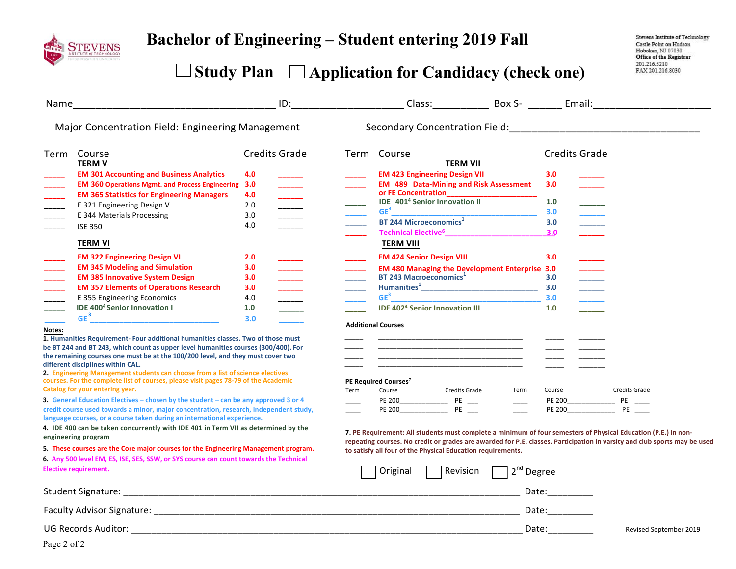# Bachelor of Engineering – Student entering 2019 Fall

☐ Study Plan ☐ Application for Candidacy (check one)

Stevens Institute of Technology
Castle Point on Hudson
Hoboken, NJ 07030
Office of the Registrar
201.216.5210
FAX 201.216.8030

Name_____________________________________ ID:____________________ Class:__________ Box S- ______ Email:_____________________

Major Concentration Field: Engineering Management

Secondary Concentration Field:___________________________________

| Term | Course | Credits | Grade |
|---|---|---|---|
| | **TERM V** | | |
| _____ | **EM 301 Accounting and Business Analytics** | **4.0** | ______ |
| _____ | **EM 360 Operations Mgmt. and Process Engineering** | **3.0** | ______ |
| _____ | **EM 365 Statistics for Engineering Managers** | **4.0** | ______ |
| _____ | E 321 Engineering Design V | 2.0 | ______ |
| _____ | E 344 Materials Processing | 3.0 | ______ |
| _____ | ISE 350 | 4.0 | ______ |
| | **TERM VI** | | |
| _____ | **EM 322 Engineering Design VI** | **2.0** | ______ |
| _____ | **EM 345 Modeling and Simulation** | **3.0** | ______ |
| _____ | **EM 385 Innovative System Design** | **3.0** | ______ |
| _____ | **EM 357 Elements of Operations Research** | **3.0** | ______ |
| _____ | E 355 Engineering Economics | 4.0 | ______ |
| _____ | **IDE 400[4] Senior Innovation I** | **1.0** | ______ |
| _____ | **GE[3]**_______________________________ | **3.0** | ______ |

| Term | Course | Credits | Grade |
|---|---|---|---|
| | **TERM VII** | | |
| _____ | **EM 423 Engineering Design VII** | **3.0** | ______ |
| _____ | **EM 489 Data-Mining and Risk Assessment or FE Concentration**______________________ | **3.0** | ______ |
| _____ | **IDE 401[4] Senior Innovation II** | **1.0** | ______ |
| _____ | **GE[3]**_______________________________ | **3.0** | ______ |
| _____ | **BT 244 Microeconomics[1]** | **3.0** | ______ |
| _____ | **Technical Elective[6]**________________________ | **3.0** | ______ |
| | **TERM VIII** | | |
| _____ | **EM 424 Senior Design VIII** | **3.0** | ______ |
| _____ | **EM 480 Managing the Development Enterprise** | **3.0** | ______ |
| _____ | **BT 243 Macroeconomics[1]** | **3.0** | ______ |
| _____ | **Humanities[1]**_______________________________ | **3.0** | ______ |
| _____ | **GE[3]**_______________________________ | **3.0** | ______ |
| _____ | **IDE 402[4] Senior Innovation III** | **1.0** | ______ |

**Additional Courses**

| Term | Course | Credits | Grade |
|---|---|---|---|
| _____ | ___________________________________ | _____ | ______ |
| _____ | ___________________________________ | _____ | ______ |
| _____ | ___________________________________ | _____ | ______ |
| _____ | ___________________________________ | _____ | ______ |

**PE Required Courses[7]**

| Term | Course | Credits | Grade | Term | Course | Credits | Grade |
|---|---|---|---|---|---|---|---|
| ____ | PE 200____________ | PE | ___ | ____ | PE 200____________ | PE | ___ |
| ____ | PE 200____________ | PE | ___ | ____ | PE 200____________ | PE | ___ |

**Notes:**

1. **Humanities Requirement- Four additional humanities classes. Two of those must be BT 244 and BT 243, which count as upper level humanities courses (300/400). For the remaining courses one must be at the 100/200 level, and they must cover two different disciplines within CAL.**
2. **Engineering Management students can choose from a list of science electives courses. For the complete list of courses, please visit pages 78-79 of the Academic Catalog for your entering year.**
3. **General Education Electives – chosen by the student – can be any approved 3 or 4 credit course used towards a minor, major concentration, research, independent study, language courses, or a course taken during an international experience.**
4. **IDE 400 can be taken concurrently with IDE 401 in Term VII as determined by the engineering program**
5. **These courses are the Core major courses for the Engineering Management program.**
6. **Any 500 level EM, ES, ISE, SES, SSW, or SYS course can count towards the Technical Elective requirement.**
7. **PE Requirement: All students must complete a minimum of four semesters of Physical Education (P.E.) in non-repeating courses. No credit or grades are awarded for P.E. classes. Participation in varsity and club sports may be used to satisfy all four of the Physical Education requirements.**

☐ Original ☐ Revision ☐ 2nd Degree

Student Signature: ______________________________________________ Date:_________

Faculty Advisor Signature: _______________________________________ Date:_________

UG Records Auditor: ____________________________________________ Date:_________

Revised September 2019